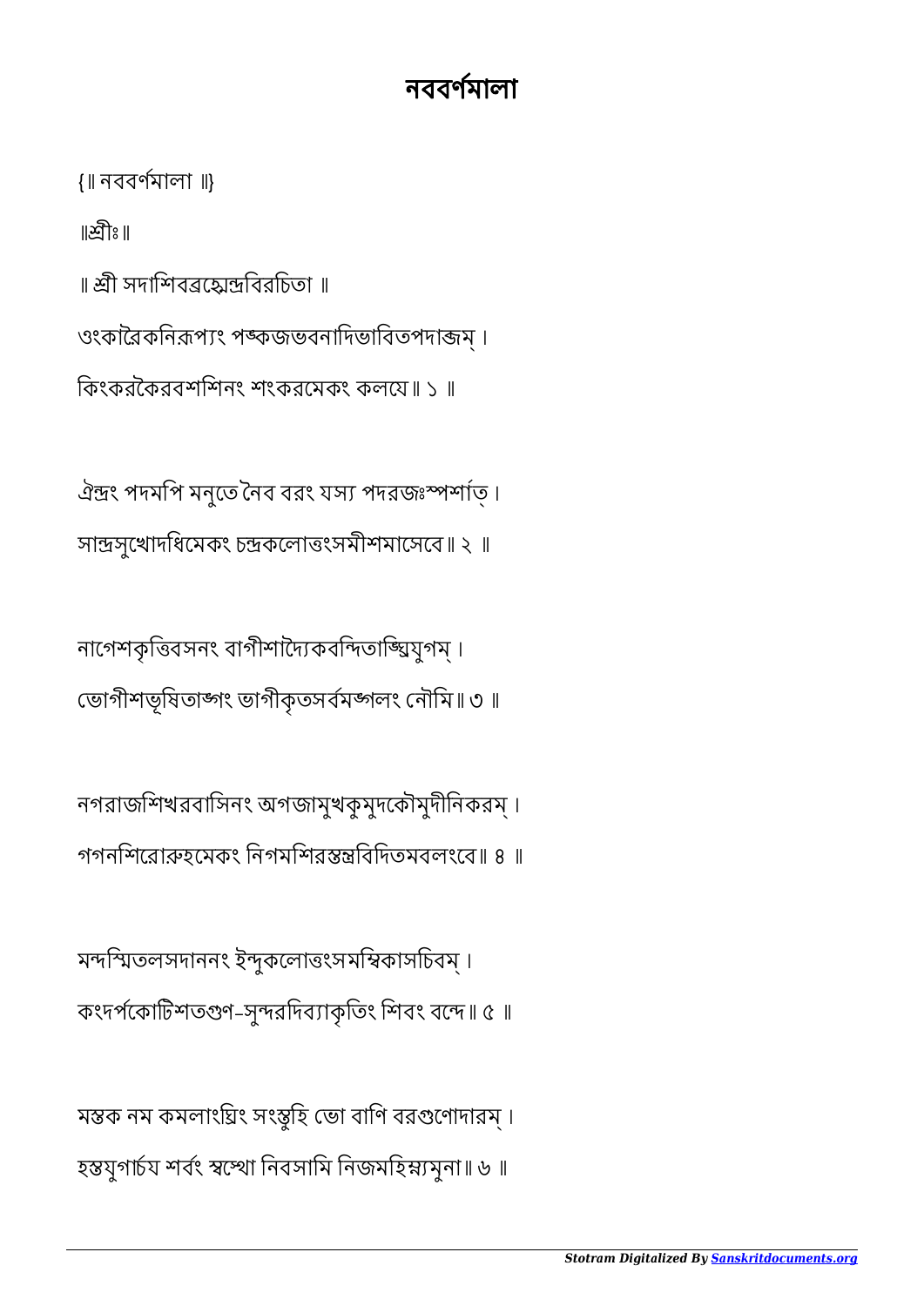# নববর্ণমালা

{॥ নববর্ণমালা ॥}

॥শ্রীঃ॥

॥ শ্রী সদাশিবব্রহ্মেন্দ্রবিরচিতা ॥

ওংকারৈকনিরূপ্যং পঙ্কজভবনাদিভাবিতপদাব্জম্ ।
কিংকরকৈরবশশিনং শংকরমেকং কলযে ॥ ১ ॥

ঐন্দ্রং পদমপি মনুতে নৈব বরং যস্য পদরজঃস্পর্শাত্ ।
সান্দ্রসুখোদধিমেকং চন্দ্রকলোত্তংসমীশমাসেবে ॥ ২ ॥

নাগেশকৃত্তিবসনং বাগীশাদ্যৈকবন্দিতাঙ্ঘ্রিযুগম্ ।
ভোগীশভূষিতাঙ্গং ভাগীকৃতসর্বমঙ্গলং নৌমি ॥ ৩ ॥

নগরাজশিখরবাসিনং অগজামুখকুমুদকৌমুদীনিকরম্ ।
গগনশিরোরুহমেকং নিগমশিরস্তন্ত্রবিদিতমবলংবে ॥ ৪ ॥

মন্দস্মিতলসদাননং ইন্দুকলোত্তংসমম্বিকাসচিবম্ ।
কংদর্পকোটিশতগুণ-সুন্দরদিব্যাকৃতিং শিবং বন্দে ॥ ৫ ॥

মস্তক নম কমলাংঘ্রিং সংস্তুহি ভো বাণি বরগুণোদারম্ ।
হস্তযুগার্চয শর্বং স্বস্থো নিবসামি নিজমহিম্ন্যমুনা ॥ ৬ ॥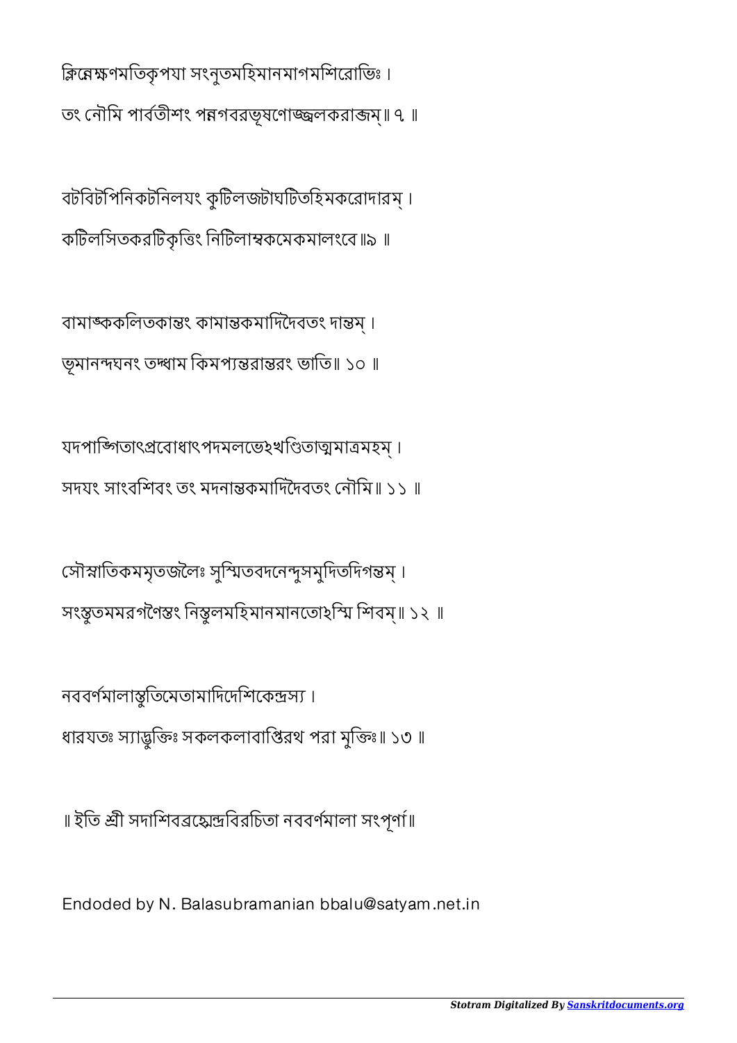ক্লিন্নেক্ষণমতিকৃপযা সংনুতমহিমানমাগমশিরোভিঃ ।
তং নৌমি পার্বতীশং পন্নগবরভূষণোজ্জ্বলকরাব্জম্॥ ৭ ॥

বটবিটপিনিকটনিলযং কুটিলজটাঘটিতহিমকরোদারম্ ।
কটিলসিতকরটিকৃত্তিং নিটিলাম্বকমেকমালংবে॥৯ ॥

বামাঙ্ককলিতকান্তং কামান্তকমাদিদৈবতং দান্তম্ ।
ভূমানন্দঘনং তদ্ধাম কিমপ্যন্তরান্তরং ভাতি॥ ১০ ॥

যদপাঙ্গিতাৎপ্রবোধাৎপদমলভেঽখণ্ডিতাত্মমাত্রমহম্ ।
সদযং সাংবশিবং তং মদনান্তকমাদিদৈবতং নৌমি॥ ১১ ॥

সৌস্নাতিকমমৃতজলৈঃ সুস্মিতবদনেন্দুসমুদিতদিগন্তম্ ।
সংস্তুতমমরগণৈস্তং নিস্তুলমহিমানমানতোঽস্মি শিবম্॥ ১২ ॥

নববর্ণমালাস্তুতিমেতামাদিদেশিকেন্দ্রস্য ।
ধারযতঃ স্যাদ্ভুক্তিঃ সকলকলাবাপ্তিরথ পরা মুক্তিঃ॥ ১৩ ॥

॥ ইতি শ্রী সদাশিবব্রহ্মেন্দ্রবিরচিতা নববর্ণমালা সংপূর্ণা॥

Endoded by N. Balasubramanian bbalu@satyam.net.in

*Stotram Digitalized By Sanskritdocuments.org*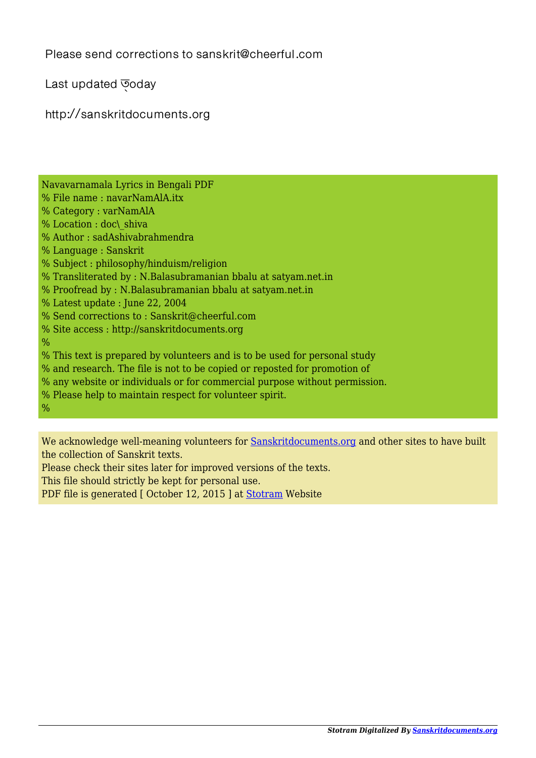Please send corrections to sanskrit@cheerful.com

Last updated ত্oday

http://sanskritdocuments.org

Navavarnamala Lyrics in Bengali PDF
% File name : navarNamAlA.itx
% Category : varNamAlA
% Location : doc\_shiva
% Author : sadAshivabrahmendra
% Language : Sanskrit
% Subject : philosophy/hinduism/religion
% Transliterated by : N.Balasubramanian bbalu at satyam.net.in
% Proofread by : N.Balasubramanian bbalu at satyam.net.in
% Latest update : June 22, 2004
% Send corrections to : Sanskrit@cheerful.com
% Site access : http://sanskritdocuments.org
%
% This text is prepared by volunteers and is to be used for personal study
% and research. The file is not to be copied or reposted for promotion of
% any website or individuals or for commercial purpose without permission.
% Please help to maintain respect for volunteer spirit.
%

We acknowledge well-meaning volunteers for Sanskritdocuments.org and other sites to have built the collection of Sanskrit texts.
Please check their sites later for improved versions of the texts.
This file should strictly be kept for personal use.
PDF file is generated [ October 12, 2015 ] at Stotram Website